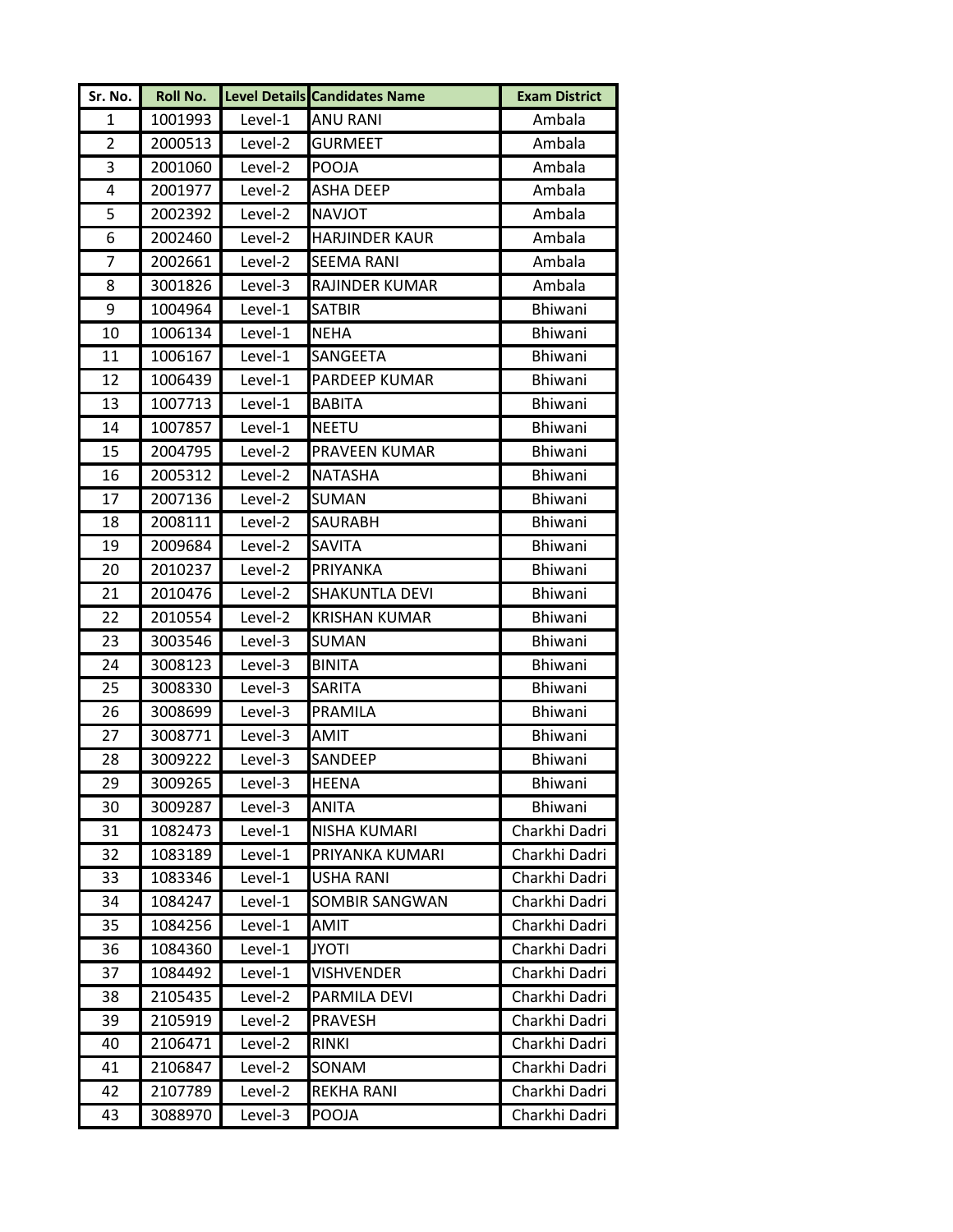| Sr. No. | Roll No. | Level Details | Candidates Name | Exam District |
|---|---|---|---|---|
| 1 | 1001993 | Level-1 | ANU RANI | Ambala |
| 2 | 2000513 | Level-2 | GURMEET | Ambala |
| 3 | 2001060 | Level-2 | POOJA | Ambala |
| 4 | 2001977 | Level-2 | ASHA DEEP | Ambala |
| 5 | 2002392 | Level-2 | NAVJOT | Ambala |
| 6 | 2002460 | Level-2 | HARJINDER KAUR | Ambala |
| 7 | 2002661 | Level-2 | SEEMA RANI | Ambala |
| 8 | 3001826 | Level-3 | RAJINDER KUMAR | Ambala |
| 9 | 1004964 | Level-1 | SATBIR | Bhiwani |
| 10 | 1006134 | Level-1 | NEHA | Bhiwani |
| 11 | 1006167 | Level-1 | SANGEETA | Bhiwani |
| 12 | 1006439 | Level-1 | PARDEEP KUMAR | Bhiwani |
| 13 | 1007713 | Level-1 | BABITA | Bhiwani |
| 14 | 1007857 | Level-1 | NEETU | Bhiwani |
| 15 | 2004795 | Level-2 | PRAVEEN KUMAR | Bhiwani |
| 16 | 2005312 | Level-2 | NATASHA | Bhiwani |
| 17 | 2007136 | Level-2 | SUMAN | Bhiwani |
| 18 | 2008111 | Level-2 | SAURABH | Bhiwani |
| 19 | 2009684 | Level-2 | SAVITA | Bhiwani |
| 20 | 2010237 | Level-2 | PRIYANKA | Bhiwani |
| 21 | 2010476 | Level-2 | SHAKUNTLA DEVI | Bhiwani |
| 22 | 2010554 | Level-2 | KRISHAN KUMAR | Bhiwani |
| 23 | 3003546 | Level-3 | SUMAN | Bhiwani |
| 24 | 3008123 | Level-3 | BINITA | Bhiwani |
| 25 | 3008330 | Level-3 | SARITA | Bhiwani |
| 26 | 3008699 | Level-3 | PRAMILA | Bhiwani |
| 27 | 3008771 | Level-3 | AMIT | Bhiwani |
| 28 | 3009222 | Level-3 | SANDEEP | Bhiwani |
| 29 | 3009265 | Level-3 | HEENA | Bhiwani |
| 30 | 3009287 | Level-3 | ANITA | Bhiwani |
| 31 | 1082473 | Level-1 | NISHA KUMARI | Charkhi Dadri |
| 32 | 1083189 | Level-1 | PRIYANKA KUMARI | Charkhi Dadri |
| 33 | 1083346 | Level-1 | USHA RANI | Charkhi Dadri |
| 34 | 1084247 | Level-1 | SOMBIR SANGWAN | Charkhi Dadri |
| 35 | 1084256 | Level-1 | AMIT | Charkhi Dadri |
| 36 | 1084360 | Level-1 | JYOTI | Charkhi Dadri |
| 37 | 1084492 | Level-1 | VISHVENDER | Charkhi Dadri |
| 38 | 2105435 | Level-2 | PARMILA DEVI | Charkhi Dadri |
| 39 | 2105919 | Level-2 | PRAVESH | Charkhi Dadri |
| 40 | 2106471 | Level-2 | RINKI | Charkhi Dadri |
| 41 | 2106847 | Level-2 | SONAM | Charkhi Dadri |
| 42 | 2107789 | Level-2 | REKHA RANI | Charkhi Dadri |
| 43 | 3088970 | Level-3 | POOJA | Charkhi Dadri |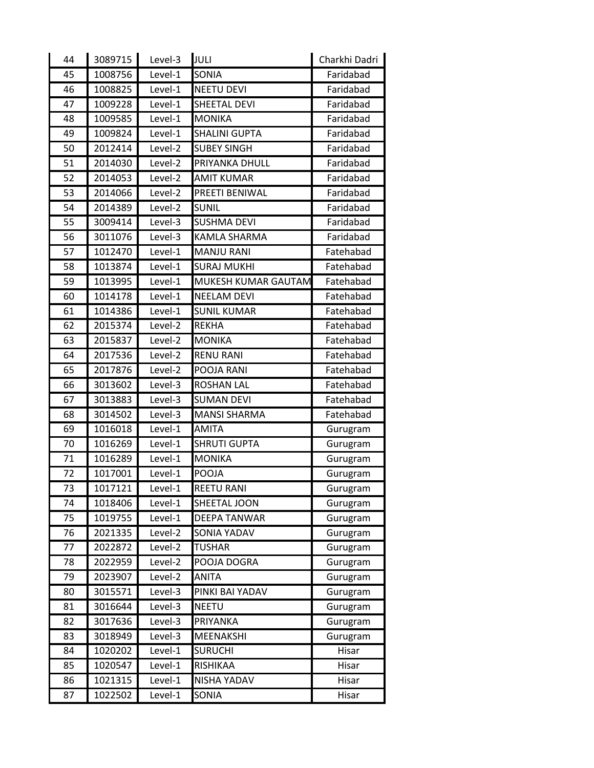| | | | | |
|---|---|---|---|---|
| 44 | 3089715 | Level-3 | JULI | Charkhi Dadri |
| 45 | 1008756 | Level-1 | SONIA | Faridabad |
| 46 | 1008825 | Level-1 | NEETU DEVI | Faridabad |
| 47 | 1009228 | Level-1 | SHEETAL DEVI | Faridabad |
| 48 | 1009585 | Level-1 | MONIKA | Faridabad |
| 49 | 1009824 | Level-1 | SHALINI GUPTA | Faridabad |
| 50 | 2012414 | Level-2 | SUBEY SINGH | Faridabad |
| 51 | 2014030 | Level-2 | PRIYANKA DHULL | Faridabad |
| 52 | 2014053 | Level-2 | AMIT KUMAR | Faridabad |
| 53 | 2014066 | Level-2 | PREETI BENIWAL | Faridabad |
| 54 | 2014389 | Level-2 | SUNIL | Faridabad |
| 55 | 3009414 | Level-3 | SUSHMA DEVI | Faridabad |
| 56 | 3011076 | Level-3 | KAMLA SHARMA | Faridabad |
| 57 | 1012470 | Level-1 | MANJU RANI | Fatehabad |
| 58 | 1013874 | Level-1 | SURAJ MUKHI | Fatehabad |
| 59 | 1013995 | Level-1 | MUKESH KUMAR GAUTAM | Fatehabad |
| 60 | 1014178 | Level-1 | NEELAM DEVI | Fatehabad |
| 61 | 1014386 | Level-1 | SUNIL KUMAR | Fatehabad |
| 62 | 2015374 | Level-2 | REKHA | Fatehabad |
| 63 | 2015837 | Level-2 | MONIKA | Fatehabad |
| 64 | 2017536 | Level-2 | RENU RANI | Fatehabad |
| 65 | 2017876 | Level-2 | POOJA RANI | Fatehabad |
| 66 | 3013602 | Level-3 | ROSHAN LAL | Fatehabad |
| 67 | 3013883 | Level-3 | SUMAN DEVI | Fatehabad |
| 68 | 3014502 | Level-3 | MANSI SHARMA | Fatehabad |
| 69 | 1016018 | Level-1 | AMITA | Gurugram |
| 70 | 1016269 | Level-1 | SHRUTI GUPTA | Gurugram |
| 71 | 1016289 | Level-1 | MONIKA | Gurugram |
| 72 | 1017001 | Level-1 | POOJA | Gurugram |
| 73 | 1017121 | Level-1 | REETU RANI | Gurugram |
| 74 | 1018406 | Level-1 | SHEETAL JOON | Gurugram |
| 75 | 1019755 | Level-1 | DEEPA TANWAR | Gurugram |
| 76 | 2021335 | Level-2 | SONIA YADAV | Gurugram |
| 77 | 2022872 | Level-2 | TUSHAR | Gurugram |
| 78 | 2022959 | Level-2 | POOJA DOGRA | Gurugram |
| 79 | 2023907 | Level-2 | ANITA | Gurugram |
| 80 | 3015571 | Level-3 | PINKI BAI YADAV | Gurugram |
| 81 | 3016644 | Level-3 | NEETU | Gurugram |
| 82 | 3017636 | Level-3 | PRIYANKA | Gurugram |
| 83 | 3018949 | Level-3 | MEENAKSHI | Gurugram |
| 84 | 1020202 | Level-1 | SURUCHI | Hisar |
| 85 | 1020547 | Level-1 | RISHIKAA | Hisar |
| 86 | 1021315 | Level-1 | NISHA YADAV | Hisar |
| 87 | 1022502 | Level-1 | SONIA | Hisar |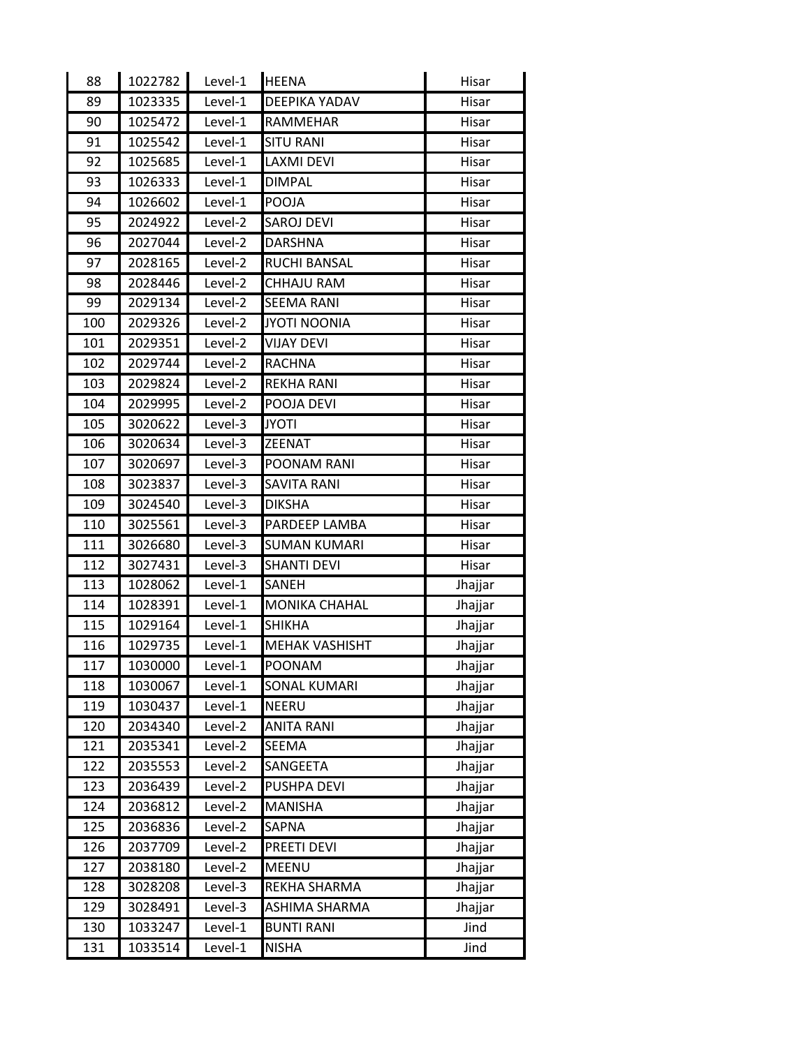| | | | | |
|---|---|---|---|---|
| 88 | 1022782 | Level-1 | HEENA | Hisar |
| 89 | 1023335 | Level-1 | DEEPIKA YADAV | Hisar |
| 90 | 1025472 | Level-1 | RAMMEHAR | Hisar |
| 91 | 1025542 | Level-1 | SITU RANI | Hisar |
| 92 | 1025685 | Level-1 | LAXMI DEVI | Hisar |
| 93 | 1026333 | Level-1 | DIMPAL | Hisar |
| 94 | 1026602 | Level-1 | POOJA | Hisar |
| 95 | 2024922 | Level-2 | SAROJ DEVI | Hisar |
| 96 | 2027044 | Level-2 | DARSHNA | Hisar |
| 97 | 2028165 | Level-2 | RUCHI BANSAL | Hisar |
| 98 | 2028446 | Level-2 | CHHAJU RAM | Hisar |
| 99 | 2029134 | Level-2 | SEEMA RANI | Hisar |
| 100 | 2029326 | Level-2 | JYOTI NOONIA | Hisar |
| 101 | 2029351 | Level-2 | VIJAY DEVI | Hisar |
| 102 | 2029744 | Level-2 | RACHNA | Hisar |
| 103 | 2029824 | Level-2 | REKHA RANI | Hisar |
| 104 | 2029995 | Level-2 | POOJA DEVI | Hisar |
| 105 | 3020622 | Level-3 | JYOTI | Hisar |
| 106 | 3020634 | Level-3 | ZEENAT | Hisar |
| 107 | 3020697 | Level-3 | POONAM RANI | Hisar |
| 108 | 3023837 | Level-3 | SAVITA RANI | Hisar |
| 109 | 3024540 | Level-3 | DIKSHA | Hisar |
| 110 | 3025561 | Level-3 | PARDEEP LAMBA | Hisar |
| 111 | 3026680 | Level-3 | SUMAN KUMARI | Hisar |
| 112 | 3027431 | Level-3 | SHANTI DEVI | Hisar |
| 113 | 1028062 | Level-1 | SANEH | Jhajjar |
| 114 | 1028391 | Level-1 | MONIKA CHAHAL | Jhajjar |
| 115 | 1029164 | Level-1 | SHIKHA | Jhajjar |
| 116 | 1029735 | Level-1 | MEHAK VASHISHT | Jhajjar |
| 117 | 1030000 | Level-1 | POONAM | Jhajjar |
| 118 | 1030067 | Level-1 | SONAL KUMARI | Jhajjar |
| 119 | 1030437 | Level-1 | NEERU | Jhajjar |
| 120 | 2034340 | Level-2 | ANITA RANI | Jhajjar |
| 121 | 2035341 | Level-2 | SEEMA | Jhajjar |
| 122 | 2035553 | Level-2 | SANGEETA | Jhajjar |
| 123 | 2036439 | Level-2 | PUSHPA DEVI | Jhajjar |
| 124 | 2036812 | Level-2 | MANISHA | Jhajjar |
| 125 | 2036836 | Level-2 | SAPNA | Jhajjar |
| 126 | 2037709 | Level-2 | PREETI DEVI | Jhajjar |
| 127 | 2038180 | Level-2 | MEENU | Jhajjar |
| 128 | 3028208 | Level-3 | REKHA SHARMA | Jhajjar |
| 129 | 3028491 | Level-3 | ASHIMA SHARMA | Jhajjar |
| 130 | 1033247 | Level-1 | BUNTI RANI | Jind |
| 131 | 1033514 | Level-1 | NISHA | Jind |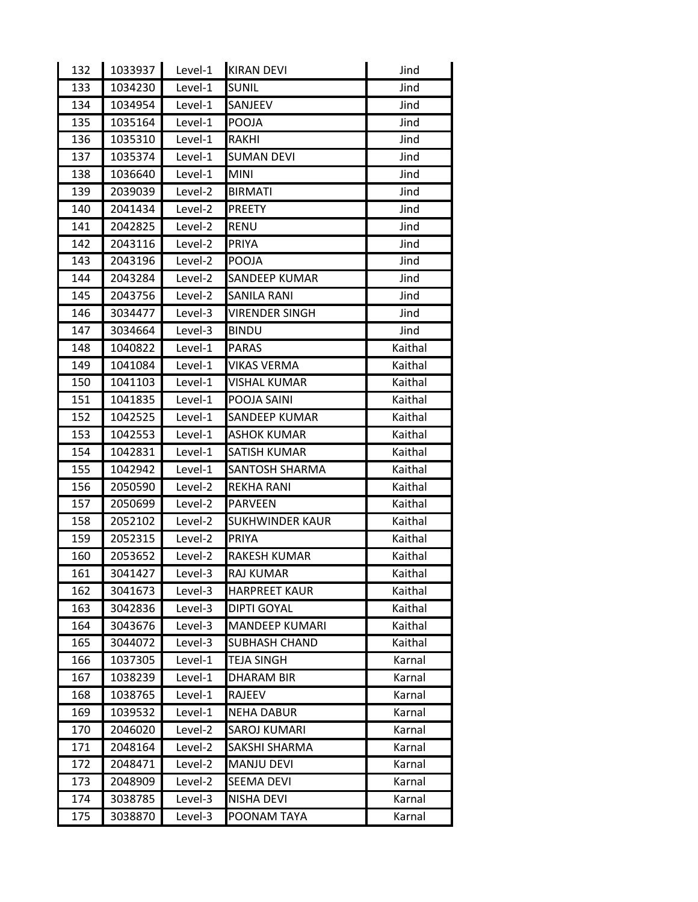| 132 | 1033937 | Level-1 | KIRAN DEVI | Jind |
|---|---|---|---|---|
| 133 | 1034230 | Level-1 | SUNIL | Jind |
| 134 | 1034954 | Level-1 | SANJEEV | Jind |
| 135 | 1035164 | Level-1 | POOJA | Jind |
| 136 | 1035310 | Level-1 | RAKHI | Jind |
| 137 | 1035374 | Level-1 | SUMAN DEVI | Jind |
| 138 | 1036640 | Level-1 | MINI | Jind |
| 139 | 2039039 | Level-2 | BIRMATI | Jind |
| 140 | 2041434 | Level-2 | PREETY | Jind |
| 141 | 2042825 | Level-2 | RENU | Jind |
| 142 | 2043116 | Level-2 | PRIYA | Jind |
| 143 | 2043196 | Level-2 | POOJA | Jind |
| 144 | 2043284 | Level-2 | SANDEEP KUMAR | Jind |
| 145 | 2043756 | Level-2 | SANILA RANI | Jind |
| 146 | 3034477 | Level-3 | VIRENDER SINGH | Jind |
| 147 | 3034664 | Level-3 | BINDU | Jind |
| 148 | 1040822 | Level-1 | PARAS | Kaithal |
| 149 | 1041084 | Level-1 | VIKAS VERMA | Kaithal |
| 150 | 1041103 | Level-1 | VISHAL KUMAR | Kaithal |
| 151 | 1041835 | Level-1 | POOJA SAINI | Kaithal |
| 152 | 1042525 | Level-1 | SANDEEP KUMAR | Kaithal |
| 153 | 1042553 | Level-1 | ASHOK KUMAR | Kaithal |
| 154 | 1042831 | Level-1 | SATISH KUMAR | Kaithal |
| 155 | 1042942 | Level-1 | SANTOSH SHARMA | Kaithal |
| 156 | 2050590 | Level-2 | REKHA RANI | Kaithal |
| 157 | 2050699 | Level-2 | PARVEEN | Kaithal |
| 158 | 2052102 | Level-2 | SUKHWINDER KAUR | Kaithal |
| 159 | 2052315 | Level-2 | PRIYA | Kaithal |
| 160 | 2053652 | Level-2 | RAKESH KUMAR | Kaithal |
| 161 | 3041427 | Level-3 | RAJ KUMAR | Kaithal |
| 162 | 3041673 | Level-3 | HARPREET KAUR | Kaithal |
| 163 | 3042836 | Level-3 | DIPTI GOYAL | Kaithal |
| 164 | 3043676 | Level-3 | MANDEEP KUMARI | Kaithal |
| 165 | 3044072 | Level-3 | SUBHASH CHAND | Kaithal |
| 166 | 1037305 | Level-1 | TEJA SINGH | Karnal |
| 167 | 1038239 | Level-1 | DHARAM BIR | Karnal |
| 168 | 1038765 | Level-1 | RAJEEV | Karnal |
| 169 | 1039532 | Level-1 | NEHA DABUR | Karnal |
| 170 | 2046020 | Level-2 | SAROJ KUMARI | Karnal |
| 171 | 2048164 | Level-2 | SAKSHI SHARMA | Karnal |
| 172 | 2048471 | Level-2 | MANJU DEVI | Karnal |
| 173 | 2048909 | Level-2 | SEEMA DEVI | Karnal |
| 174 | 3038785 | Level-3 | NISHA DEVI | Karnal |
| 175 | 3038870 | Level-3 | POONAM TAYA | Karnal |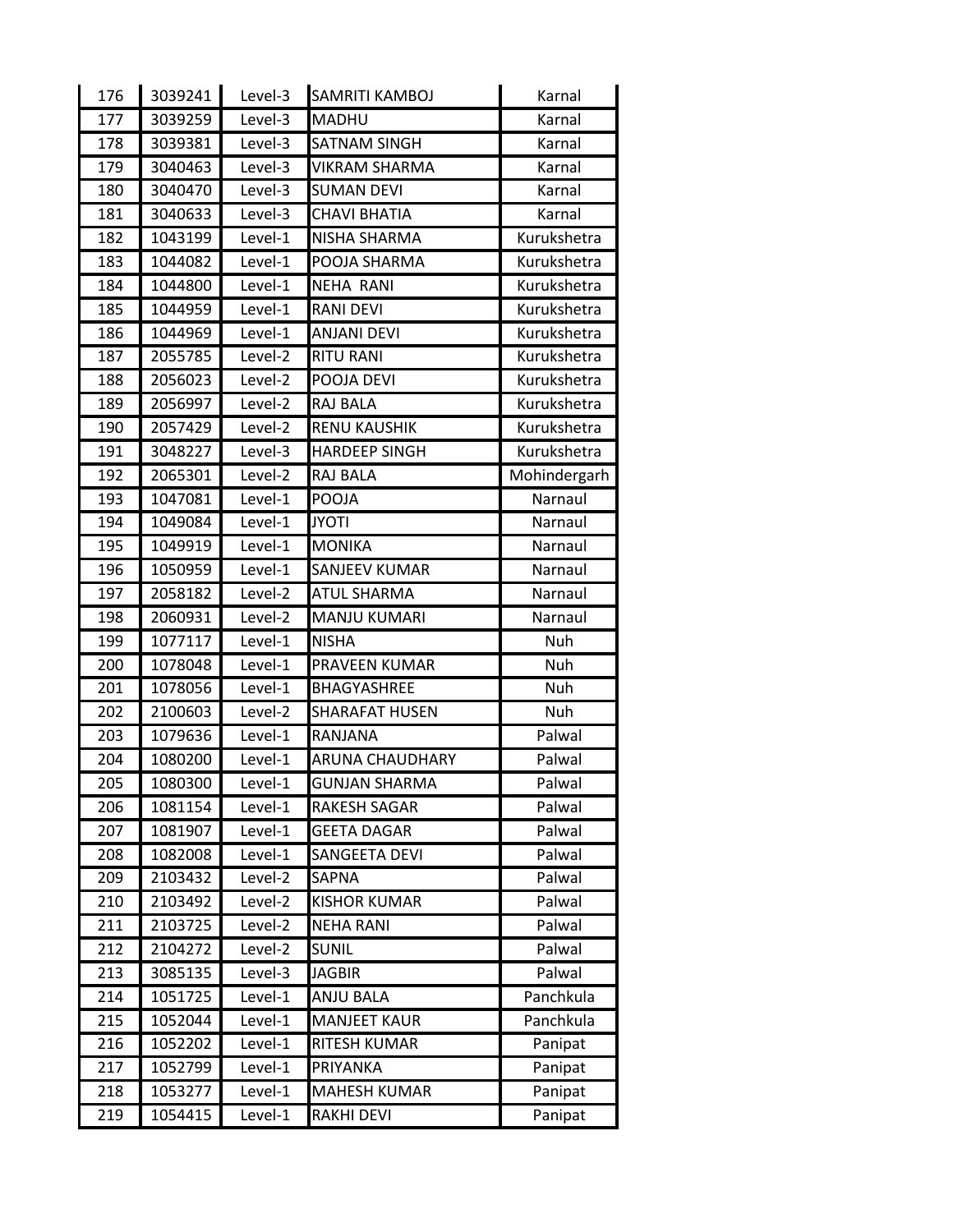| | | | | |
|---|---|---|---|---|
| 176 | 3039241 | Level-3 | SAMRITI KAMBOJ | Karnal |
| 177 | 3039259 | Level-3 | MADHU | Karnal |
| 178 | 3039381 | Level-3 | SATNAM SINGH | Karnal |
| 179 | 3040463 | Level-3 | VIKRAM SHARMA | Karnal |
| 180 | 3040470 | Level-3 | SUMAN DEVI | Karnal |
| 181 | 3040633 | Level-3 | CHAVI BHATIA | Karnal |
| 182 | 1043199 | Level-1 | NISHA SHARMA | Kurukshetra |
| 183 | 1044082 | Level-1 | POOJA SHARMA | Kurukshetra |
| 184 | 1044800 | Level-1 | NEHA RANI | Kurukshetra |
| 185 | 1044959 | Level-1 | RANI DEVI | Kurukshetra |
| 186 | 1044969 | Level-1 | ANJANI DEVI | Kurukshetra |
| 187 | 2055785 | Level-2 | RITU RANI | Kurukshetra |
| 188 | 2056023 | Level-2 | POOJA DEVI | Kurukshetra |
| 189 | 2056997 | Level-2 | RAJ BALA | Kurukshetra |
| 190 | 2057429 | Level-2 | RENU KAUSHIK | Kurukshetra |
| 191 | 3048227 | Level-3 | HARDEEP SINGH | Kurukshetra |
| 192 | 2065301 | Level-2 | RAJ BALA | Mohindergarh |
| 193 | 1047081 | Level-1 | POOJA | Narnaul |
| 194 | 1049084 | Level-1 | JYOTI | Narnaul |
| 195 | 1049919 | Level-1 | MONIKA | Narnaul |
| 196 | 1050959 | Level-1 | SANJEEV KUMAR | Narnaul |
| 197 | 2058182 | Level-2 | ATUL SHARMA | Narnaul |
| 198 | 2060931 | Level-2 | MANJU KUMARI | Narnaul |
| 199 | 1077117 | Level-1 | NISHA | Nuh |
| 200 | 1078048 | Level-1 | PRAVEEN KUMAR | Nuh |
| 201 | 1078056 | Level-1 | BHAGYASHREE | Nuh |
| 202 | 2100603 | Level-2 | SHARAFAT HUSEN | Nuh |
| 203 | 1079636 | Level-1 | RANJANA | Palwal |
| 204 | 1080200 | Level-1 | ARUNA CHAUDHARY | Palwal |
| 205 | 1080300 | Level-1 | GUNJAN SHARMA | Palwal |
| 206 | 1081154 | Level-1 | RAKESH SAGAR | Palwal |
| 207 | 1081907 | Level-1 | GEETA DAGAR | Palwal |
| 208 | 1082008 | Level-1 | SANGEETA DEVI | Palwal |
| 209 | 2103432 | Level-2 | SAPNA | Palwal |
| 210 | 2103492 | Level-2 | KISHOR KUMAR | Palwal |
| 211 | 2103725 | Level-2 | NEHA RANI | Palwal |
| 212 | 2104272 | Level-2 | SUNIL | Palwal |
| 213 | 3085135 | Level-3 | JAGBIR | Palwal |
| 214 | 1051725 | Level-1 | ANJU BALA | Panchkula |
| 215 | 1052044 | Level-1 | MANJEET KAUR | Panchkula |
| 216 | 1052202 | Level-1 | RITESH KUMAR | Panipat |
| 217 | 1052799 | Level-1 | PRIYANKA | Panipat |
| 218 | 1053277 | Level-1 | MAHESH KUMAR | Panipat |
| 219 | 1054415 | Level-1 | RAKHI DEVI | Panipat |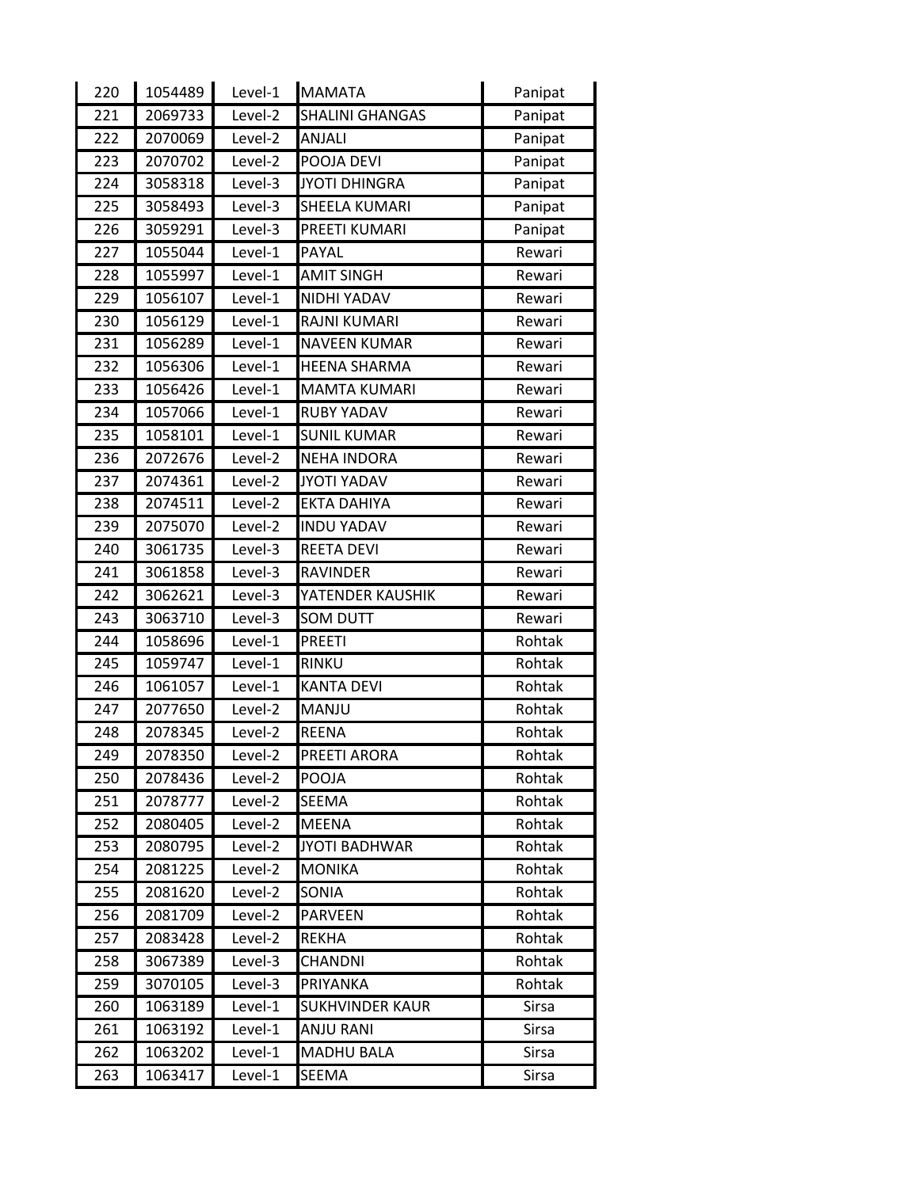| 220 | 1054489 | Level-1 | MAMATA | Panipat |
|---|---|---|---|---|
| 221 | 2069733 | Level-2 | SHALINI GHANGAS | Panipat |
| 222 | 2070069 | Level-2 | ANJALI | Panipat |
| 223 | 2070702 | Level-2 | POOJA DEVI | Panipat |
| 224 | 3058318 | Level-3 | JYOTI DHINGRA | Panipat |
| 225 | 3058493 | Level-3 | SHEELA KUMARI | Panipat |
| 226 | 3059291 | Level-3 | PREETI KUMARI | Panipat |
| 227 | 1055044 | Level-1 | PAYAL | Rewari |
| 228 | 1055997 | Level-1 | AMIT SINGH | Rewari |
| 229 | 1056107 | Level-1 | NIDHI YADAV | Rewari |
| 230 | 1056129 | Level-1 | RAJNI KUMARI | Rewari |
| 231 | 1056289 | Level-1 | NAVEEN KUMAR | Rewari |
| 232 | 1056306 | Level-1 | HEENA SHARMA | Rewari |
| 233 | 1056426 | Level-1 | MAMTA KUMARI | Rewari |
| 234 | 1057066 | Level-1 | RUBY YADAV | Rewari |
| 235 | 1058101 | Level-1 | SUNIL KUMAR | Rewari |
| 236 | 2072676 | Level-2 | NEHA INDORA | Rewari |
| 237 | 2074361 | Level-2 | JYOTI YADAV | Rewari |
| 238 | 2074511 | Level-2 | EKTA DAHIYA | Rewari |
| 239 | 2075070 | Level-2 | INDU YADAV | Rewari |
| 240 | 3061735 | Level-3 | REETA DEVI | Rewari |
| 241 | 3061858 | Level-3 | RAVINDER | Rewari |
| 242 | 3062621 | Level-3 | YATENDER KAUSHIK | Rewari |
| 243 | 3063710 | Level-3 | SOM DUTT | Rewari |
| 244 | 1058696 | Level-1 | PREETI | Rohtak |
| 245 | 1059747 | Level-1 | RINKU | Rohtak |
| 246 | 1061057 | Level-1 | KANTA DEVI | Rohtak |
| 247 | 2077650 | Level-2 | MANJU | Rohtak |
| 248 | 2078345 | Level-2 | REENA | Rohtak |
| 249 | 2078350 | Level-2 | PREETI ARORA | Rohtak |
| 250 | 2078436 | Level-2 | POOJA | Rohtak |
| 251 | 2078777 | Level-2 | SEEMA | Rohtak |
| 252 | 2080405 | Level-2 | MEENA | Rohtak |
| 253 | 2080795 | Level-2 | JYOTI BADHWAR | Rohtak |
| 254 | 2081225 | Level-2 | MONIKA | Rohtak |
| 255 | 2081620 | Level-2 | SONIA | Rohtak |
| 256 | 2081709 | Level-2 | PARVEEN | Rohtak |
| 257 | 2083428 | Level-2 | REKHA | Rohtak |
| 258 | 3067389 | Level-3 | CHANDNI | Rohtak |
| 259 | 3070105 | Level-3 | PRIYANKA | Rohtak |
| 260 | 1063189 | Level-1 | SUKHVINDER KAUR | Sirsa |
| 261 | 1063192 | Level-1 | ANJU RANI | Sirsa |
| 262 | 1063202 | Level-1 | MADHU BALA | Sirsa |
| 263 | 1063417 | Level-1 | SEEMA | Sirsa |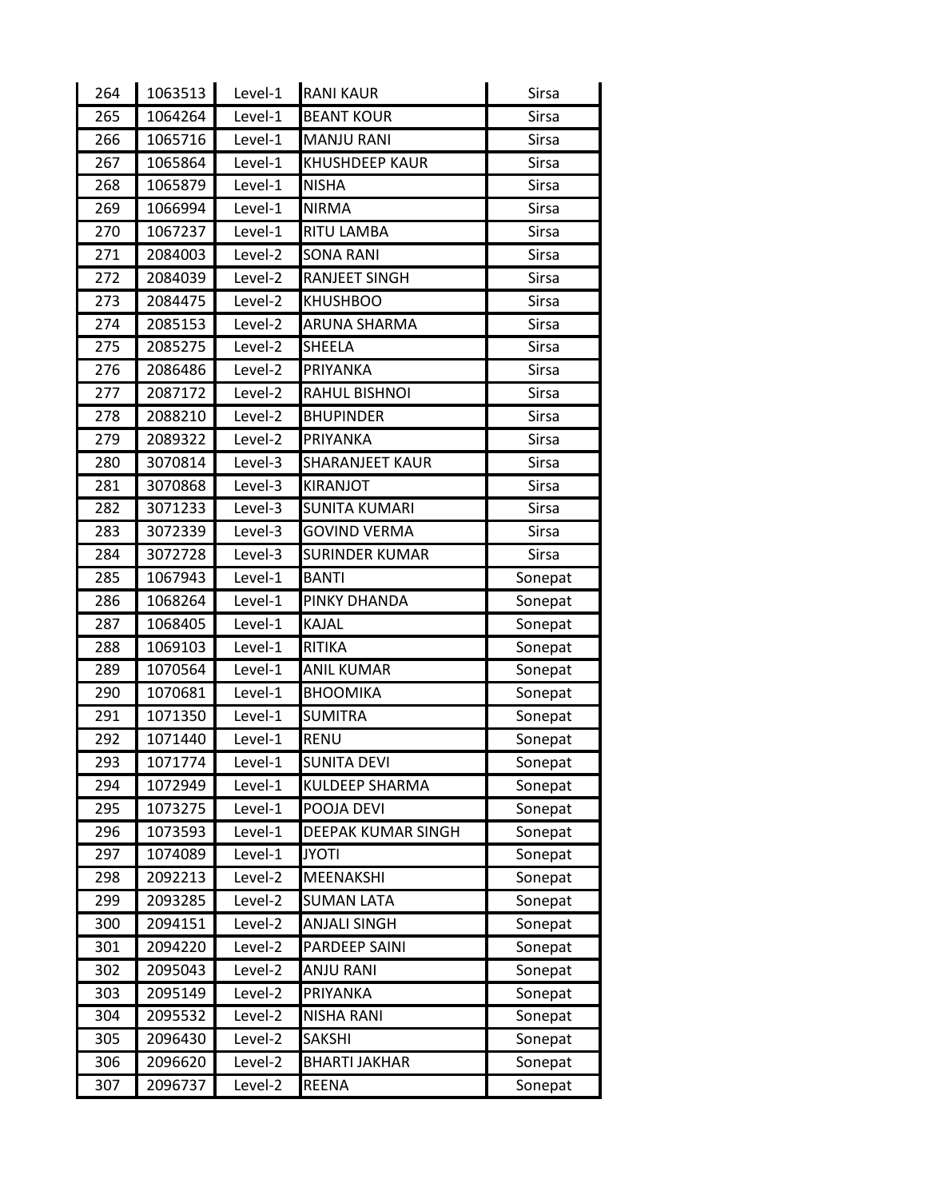| | | | | |
|---|---|---|---|---|
| 264 | 1063513 | Level-1 | RANI KAUR | Sirsa |
| 265 | 1064264 | Level-1 | BEANT KOUR | Sirsa |
| 266 | 1065716 | Level-1 | MANJU RANI | Sirsa |
| 267 | 1065864 | Level-1 | KHUSHDEEP KAUR | Sirsa |
| 268 | 1065879 | Level-1 | NISHA | Sirsa |
| 269 | 1066994 | Level-1 | NIRMA | Sirsa |
| 270 | 1067237 | Level-1 | RITU LAMBA | Sirsa |
| 271 | 2084003 | Level-2 | SONA RANI | Sirsa |
| 272 | 2084039 | Level-2 | RANJEET SINGH | Sirsa |
| 273 | 2084475 | Level-2 | KHUSHBOO | Sirsa |
| 274 | 2085153 | Level-2 | ARUNA SHARMA | Sirsa |
| 275 | 2085275 | Level-2 | SHEELA | Sirsa |
| 276 | 2086486 | Level-2 | PRIYANKA | Sirsa |
| 277 | 2087172 | Level-2 | RAHUL BISHNOI | Sirsa |
| 278 | 2088210 | Level-2 | BHUPINDER | Sirsa |
| 279 | 2089322 | Level-2 | PRIYANKA | Sirsa |
| 280 | 3070814 | Level-3 | SHARANJEET KAUR | Sirsa |
| 281 | 3070868 | Level-3 | KIRANJOT | Sirsa |
| 282 | 3071233 | Level-3 | SUNITA KUMARI | Sirsa |
| 283 | 3072339 | Level-3 | GOVIND VERMA | Sirsa |
| 284 | 3072728 | Level-3 | SURINDER KUMAR | Sirsa |
| 285 | 1067943 | Level-1 | BANTI | Sonepat |
| 286 | 1068264 | Level-1 | PINKY DHANDA | Sonepat |
| 287 | 1068405 | Level-1 | KAJAL | Sonepat |
| 288 | 1069103 | Level-1 | RITIKA | Sonepat |
| 289 | 1070564 | Level-1 | ANIL KUMAR | Sonepat |
| 290 | 1070681 | Level-1 | BHOOMIKA | Sonepat |
| 291 | 1071350 | Level-1 | SUMITRA | Sonepat |
| 292 | 1071440 | Level-1 | RENU | Sonepat |
| 293 | 1071774 | Level-1 | SUNITA DEVI | Sonepat |
| 294 | 1072949 | Level-1 | KULDEEP SHARMA | Sonepat |
| 295 | 1073275 | Level-1 | POOJA DEVI | Sonepat |
| 296 | 1073593 | Level-1 | DEEPAK KUMAR SINGH | Sonepat |
| 297 | 1074089 | Level-1 | JYOTI | Sonepat |
| 298 | 2092213 | Level-2 | MEENAKSHI | Sonepat |
| 299 | 2093285 | Level-2 | SUMAN LATA | Sonepat |
| 300 | 2094151 | Level-2 | ANJALI SINGH | Sonepat |
| 301 | 2094220 | Level-2 | PARDEEP SAINI | Sonepat |
| 302 | 2095043 | Level-2 | ANJU RANI | Sonepat |
| 303 | 2095149 | Level-2 | PRIYANKA | Sonepat |
| 304 | 2095532 | Level-2 | NISHA RANI | Sonepat |
| 305 | 2096430 | Level-2 | SAKSHI | Sonepat |
| 306 | 2096620 | Level-2 | BHARTI JAKHAR | Sonepat |
| 307 | 2096737 | Level-2 | REENA | Sonepat |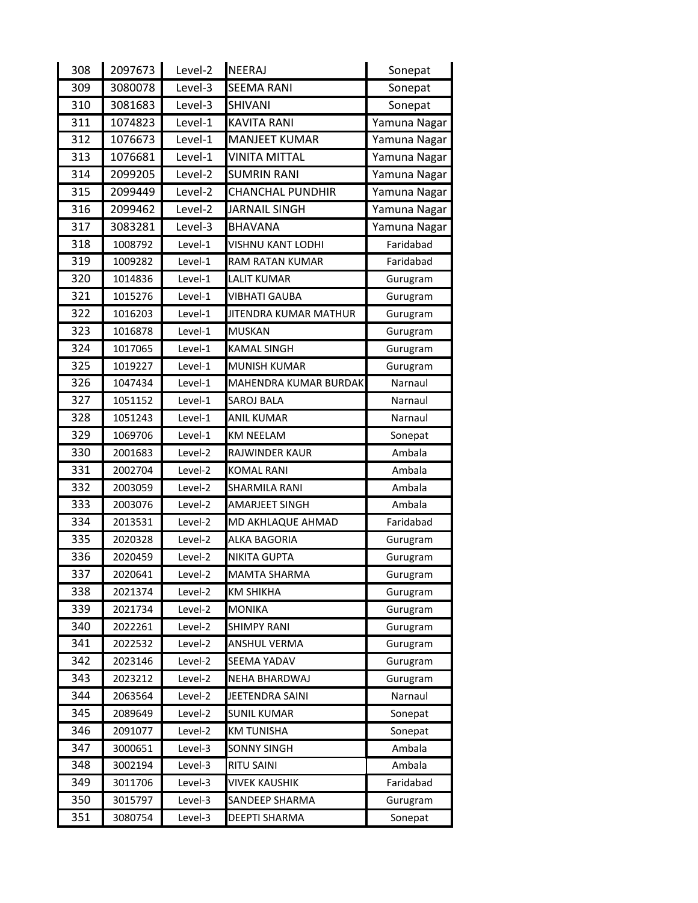| | | | | |
|---|---|---|---|---|
| 308 | 2097673 | Level-2 | NEERAJ | Sonepat |
| 309 | 3080078 | Level-3 | SEEMA RANI | Sonepat |
| 310 | 3081683 | Level-3 | SHIVANI | Sonepat |
| 311 | 1074823 | Level-1 | KAVITA RANI | Yamuna Nagar |
| 312 | 1076673 | Level-1 | MANJEET KUMAR | Yamuna Nagar |
| 313 | 1076681 | Level-1 | VINITA MITTAL | Yamuna Nagar |
| 314 | 2099205 | Level-2 | SUMRIN RANI | Yamuna Nagar |
| 315 | 2099449 | Level-2 | CHANCHAL PUNDHIR | Yamuna Nagar |
| 316 | 2099462 | Level-2 | JARNAIL SINGH | Yamuna Nagar |
| 317 | 3083281 | Level-3 | BHAVANA | Yamuna Nagar |
| 318 | 1008792 | Level-1 | VISHNU KANT LODHI | Faridabad |
| 319 | 1009282 | Level-1 | RAM RATAN KUMAR | Faridabad |
| 320 | 1014836 | Level-1 | LALIT KUMAR | Gurugram |
| 321 | 1015276 | Level-1 | VIBHATI GAUBA | Gurugram |
| 322 | 1016203 | Level-1 | JITENDRA KUMAR MATHUR | Gurugram |
| 323 | 1016878 | Level-1 | MUSKAN | Gurugram |
| 324 | 1017065 | Level-1 | KAMAL SINGH | Gurugram |
| 325 | 1019227 | Level-1 | MUNISH KUMAR | Gurugram |
| 326 | 1047434 | Level-1 | MAHENDRA KUMAR BURDAK | Narnaul |
| 327 | 1051152 | Level-1 | SAROJ BALA | Narnaul |
| 328 | 1051243 | Level-1 | ANIL KUMAR | Narnaul |
| 329 | 1069706 | Level-1 | KM NEELAM | Sonepat |
| 330 | 2001683 | Level-2 | RAJWINDER KAUR | Ambala |
| 331 | 2002704 | Level-2 | KOMAL RANI | Ambala |
| 332 | 2003059 | Level-2 | SHARMILA RANI | Ambala |
| 333 | 2003076 | Level-2 | AMARJEET SINGH | Ambala |
| 334 | 2013531 | Level-2 | MD AKHLAQUE AHMAD | Faridabad |
| 335 | 2020328 | Level-2 | ALKA BAGORIA | Gurugram |
| 336 | 2020459 | Level-2 | NIKITA GUPTA | Gurugram |
| 337 | 2020641 | Level-2 | MAMTA SHARMA | Gurugram |
| 338 | 2021374 | Level-2 | KM SHIKHA | Gurugram |
| 339 | 2021734 | Level-2 | MONIKA | Gurugram |
| 340 | 2022261 | Level-2 | SHIMPY RANI | Gurugram |
| 341 | 2022532 | Level-2 | ANSHUL VERMA | Gurugram |
| 342 | 2023146 | Level-2 | SEEMA YADAV | Gurugram |
| 343 | 2023212 | Level-2 | NEHA BHARDWAJ | Gurugram |
| 344 | 2063564 | Level-2 | JEETENDRA SAINI | Narnaul |
| 345 | 2089649 | Level-2 | SUNIL KUMAR | Sonepat |
| 346 | 2091077 | Level-2 | KM TUNISHA | Sonepat |
| 347 | 3000651 | Level-3 | SONNY SINGH | Ambala |
| 348 | 3002194 | Level-3 | RITU SAINI | Ambala |
| 349 | 3011706 | Level-3 | VIVEK KAUSHIK | Faridabad |
| 350 | 3015797 | Level-3 | SANDEEP SHARMA | Gurugram |
| 351 | 3080754 | Level-3 | DEEPTI SHARMA | Sonepat |